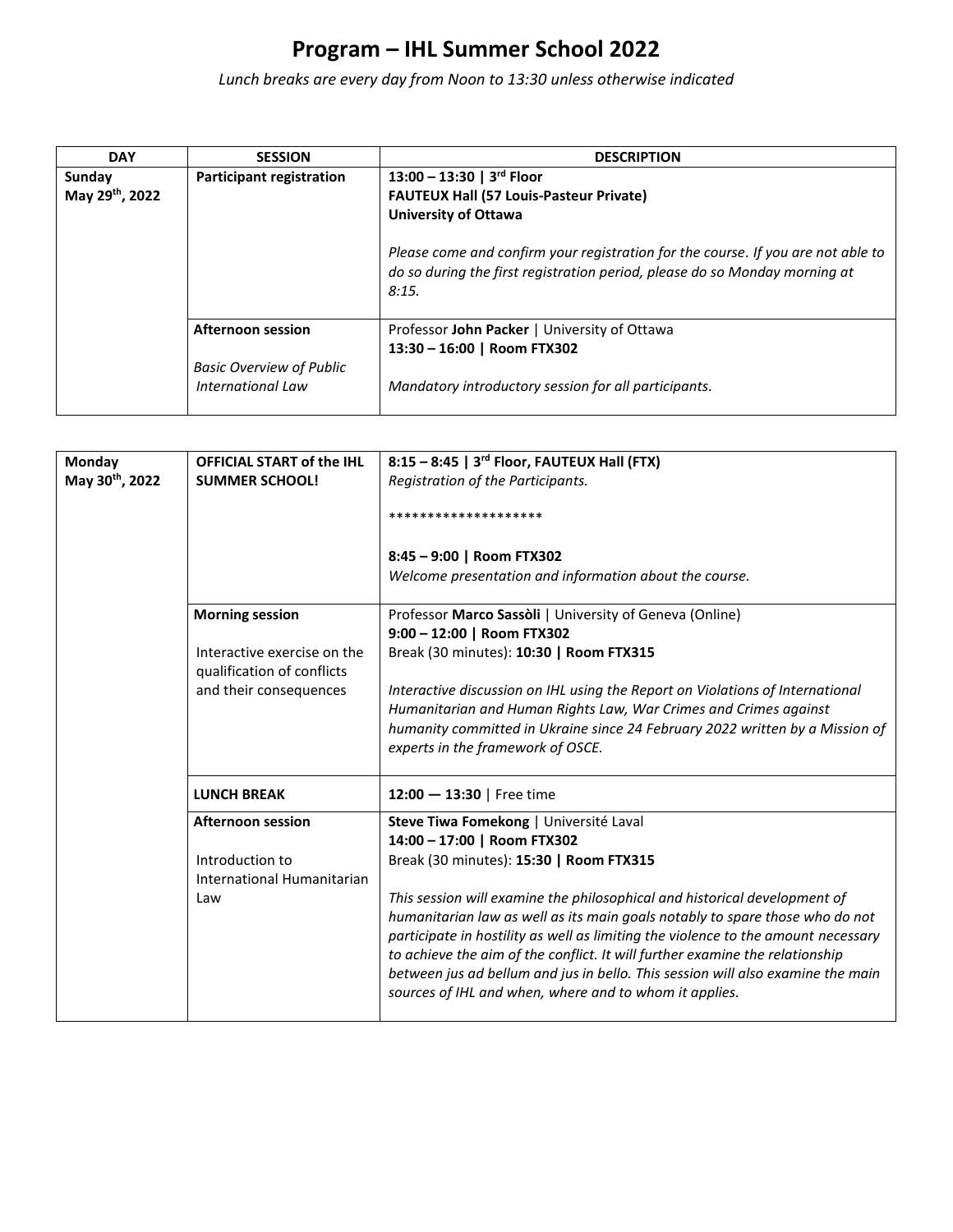# Program – IHL Summer School 2022

*Lunch breaks are every day from Noon to 13:30 unless otherwise indicated*

| DAY | SESSION | DESCRIPTION |
|---|---|---|
| **Sunday May 29th, 2022** | **Participant registration** | **13:00 – 13:30 \| 3rd Floor** <br> **FAUTEUX Hall (57 Louis-Pasteur Private)** <br> **University of Ottawa** <br><br> *Please come and confirm your registration for the course. If you are not able to do so during the first registration period, please do so Monday morning at 8:15.* |
| | **Afternoon session** <br><br> *Basic Overview of Public International Law* | Professor **John Packer** \| University of Ottawa <br> **13:30 – 16:00 \| Room FTX302** <br><br> *Mandatory introductory session for all participants.* |

| | | |
|---|---|---|
| **Monday May 30th, 2022** | **OFFICIAL START of the IHL SUMMER SCHOOL!** | **8:15 – 8:45 \| 3rd Floor, FAUTEUX Hall (FTX)** <br> *Registration of the Participants.* <br><br> ******************** <br><br> **8:45 – 9:00 \| Room FTX302** <br> *Welcome presentation and information about the course.* |
| | **Morning session** <br><br> Interactive exercise on the qualification of conflicts and their consequences | Professor **Marco Sassòli** \| University of Geneva (Online) <br> **9:00 – 12:00 \| Room FTX302** <br> Break (30 minutes): **10:30 \| Room FTX315** <br><br> *Interactive discussion on IHL using the Report on Violations of International Humanitarian and Human Rights Law, War Crimes and Crimes against humanity committed in Ukraine since 24 February 2022 written by a Mission of experts in the framework of OSCE.* |
| | **LUNCH BREAK** | **12:00 — 13:30** \| Free time |
| | **Afternoon session** <br><br> Introduction to International Humanitarian Law | **Steve Tiwa Fomekong** \| Université Laval <br> **14:00 – 17:00 \| Room FTX302** <br> Break (30 minutes): **15:30 \| Room FTX315** <br><br> *This session will examine the philosophical and historical development of humanitarian law as well as its main goals notably to spare those who do not participate in hostility as well as limiting the violence to the amount necessary to achieve the aim of the conflict. It will further examine the relationship between jus ad bellum and jus in bello. This session will also examine the main sources of IHL and when, where and to whom it applies.* |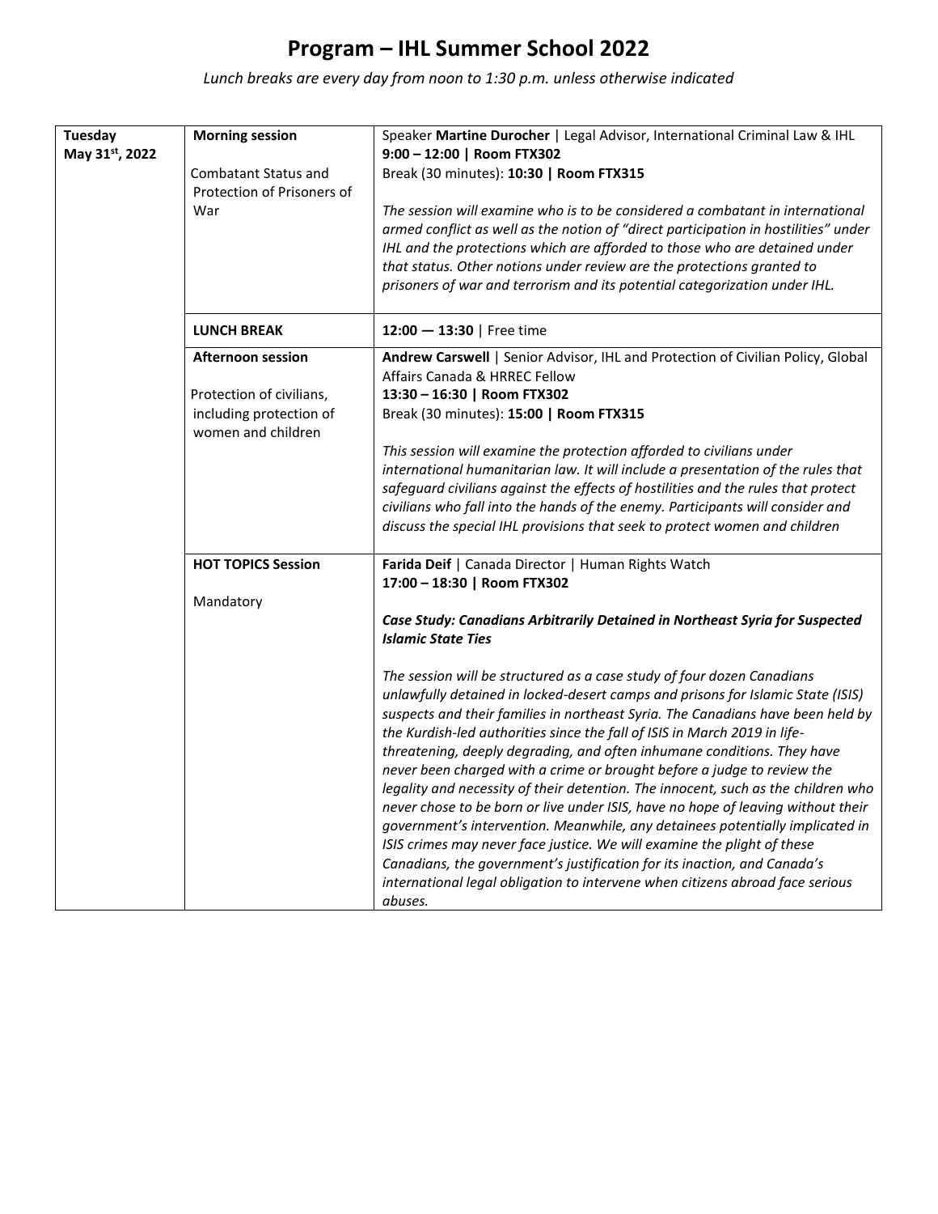# Program – IHL Summer School 2022

*Lunch breaks are every day from noon to 1:30 p.m. unless otherwise indicated*

| | | |
|---|---|---|
| **Tuesday May 31st, 2022** | **Morning session**<br><br>Combatant Status and Protection of Prisoners of War | Speaker **Martine Durocher** \| Legal Advisor, International Criminal Law & IHL<br>**9:00 – 12:00 \| Room FTX302**<br>Break (30 minutes): **10:30 \| Room FTX315**<br><br>*The session will examine who is to be considered a combatant in international armed conflict as well as the notion of "direct participation in hostilities" under IHL and the protections which are afforded to those who are detained under that status. Other notions under review are the protections granted to prisoners of war and terrorism and its potential categorization under IHL.* |
| | **LUNCH BREAK** | **12:00 — 13:30** \| Free time |
| | **Afternoon session**<br><br>Protection of civilians, including protection of women and children | **Andrew Carswell** \| Senior Advisor, IHL and Protection of Civilian Policy, Global Affairs Canada & HRREC Fellow<br>**13:30 – 16:30 \| Room FTX302**<br>Break (30 minutes): **15:00 \| Room FTX315**<br><br>*This session will examine the protection afforded to civilians under international humanitarian law. It will include a presentation of the rules that safeguard civilians against the effects of hostilities and the rules that protect civilians who fall into the hands of the enemy. Participants will consider and discuss the special IHL provisions that seek to protect women and children* |
| | **HOT TOPICS Session**<br><br>Mandatory | **Farida Deif** \| Canada Director \| Human Rights Watch<br>**17:00 – 18:30 \| Room FTX302**<br><br>***Case Study: Canadians Arbitrarily Detained in Northeast Syria for Suspected Islamic State Ties***<br><br>*The session will be structured as a case study of four dozen Canadians unlawfully detained in locked-desert camps and prisons for Islamic State (ISIS) suspects and their families in northeast Syria. The Canadians have been held by the Kurdish-led authorities since the fall of ISIS in March 2019 in life-threatening, deeply degrading, and often inhumane conditions. They have never been charged with a crime or brought before a judge to review the legality and necessity of their detention. The innocent, such as the children who never chose to be born or live under ISIS, have no hope of leaving without their government's intervention. Meanwhile, any detainees potentially implicated in ISIS crimes may never face justice. We will examine the plight of these Canadians, the government's justification for its inaction, and Canada's international legal obligation to intervene when citizens abroad face serious abuses.* |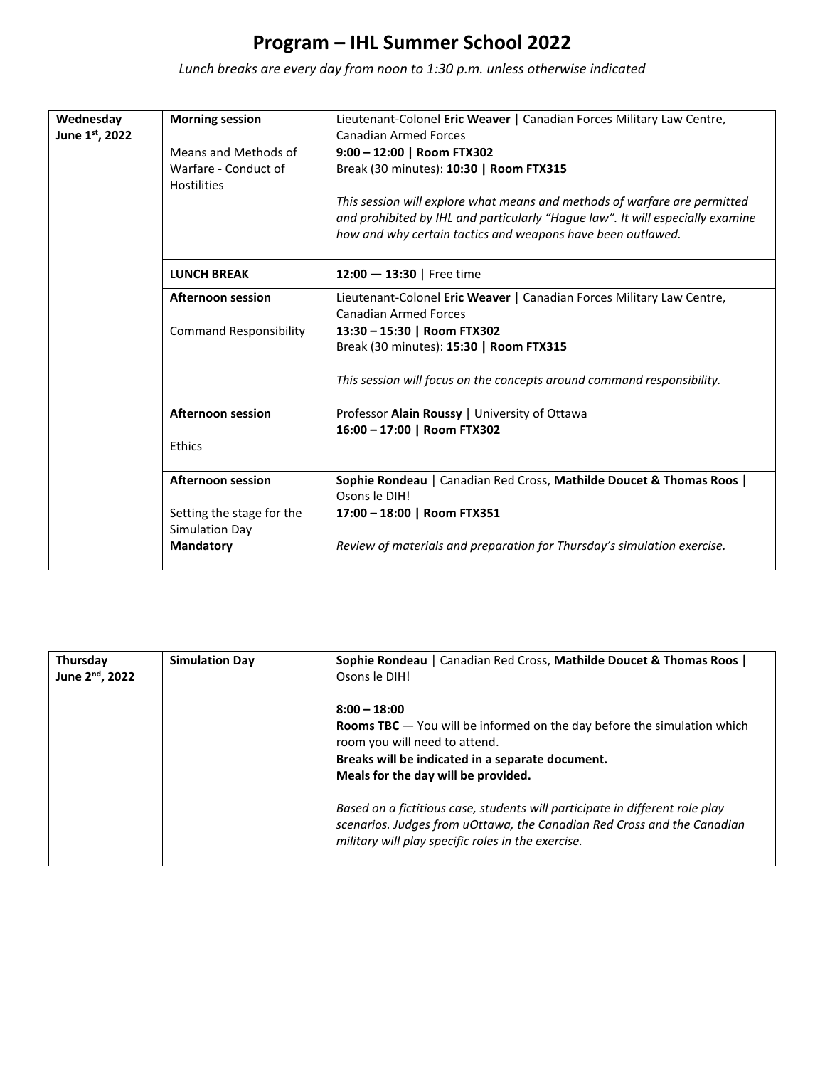# Program – IHL Summer School 2022

*Lunch breaks are every day from noon to 1:30 p.m. unless otherwise indicated*

| | | |
|---|---|---|
| **Wednesday June 1st, 2022** | **Morning session**<br><br>Means and Methods of Warfare - Conduct of Hostilities | Lieutenant-Colonel **Eric Weaver** \| Canadian Forces Military Law Centre, Canadian Armed Forces<br>**9:00 – 12:00 \| Room FTX302**<br>Break (30 minutes): **10:30 \| Room FTX315**<br><br>*This session will explore what means and methods of warfare are permitted and prohibited by IHL and particularly "Hague law". It will especially examine how and why certain tactics and weapons have been outlawed.* |
| | **LUNCH BREAK** | **12:00 — 13:30** \| Free time |
| | **Afternoon session**<br><br>Command Responsibility | Lieutenant-Colonel **Eric Weaver** \| Canadian Forces Military Law Centre, Canadian Armed Forces<br>**13:30 – 15:30 \| Room FTX302**<br>Break (30 minutes): **15:30 \| Room FTX315**<br><br>*This session will focus on the concepts around command responsibility.* |
| | **Afternoon session**<br><br>Ethics | Professor **Alain Roussy** \| University of Ottawa<br>**16:00 – 17:00 \| Room FTX302** |
| | **Afternoon session**<br><br>Setting the stage for the Simulation Day<br>**Mandatory** | **Sophie Rondeau** \| Canadian Red Cross, **Mathilde Doucet & Thomas Roos \|** Osons le DIH!<br>**17:00 – 18:00 \| Room FTX351**<br><br>*Review of materials and preparation for Thursday's simulation exercise.* |

| | | |
|---|---|---|
| **Thursday June 2nd, 2022** | **Simulation Day** | **Sophie Rondeau** \| Canadian Red Cross, **Mathilde Doucet & Thomas Roos \|** Osons le DIH!<br><br>**8:00 – 18:00**<br>**Rooms TBC** — You will be informed on the day before the simulation which room you will need to attend.<br>**Breaks will be indicated in a separate document.**<br>**Meals for the day will be provided.**<br><br>*Based on a fictitious case, students will participate in different role play scenarios. Judges from uOttawa, the Canadian Red Cross and the Canadian military will play specific roles in the exercise.* |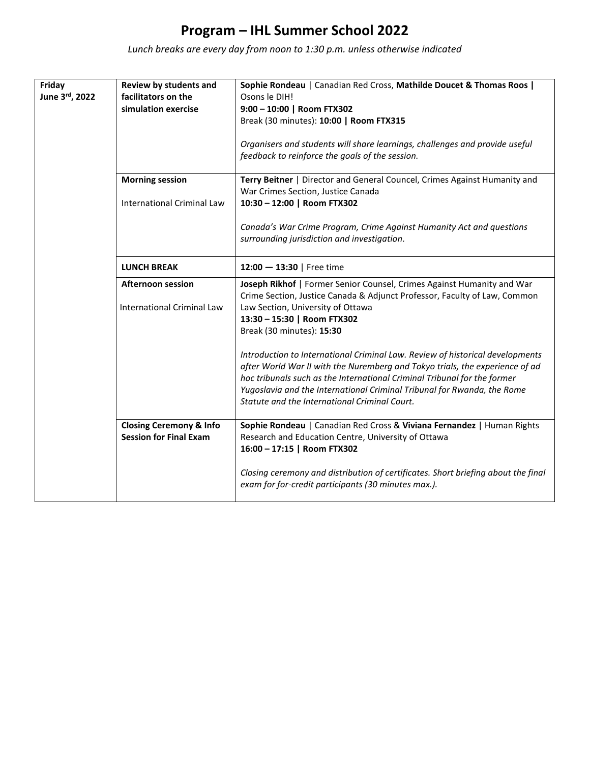# Program – IHL Summer School 2022

*Lunch breaks are every day from noon to 1:30 p.m. unless otherwise indicated*

| | | |
|---|---|---|
| **Friday June 3rd, 2022** | **Review by students and facilitators on the simulation exercise** | **Sophie Rondeau** \| Canadian Red Cross, **Mathilde Doucet & Thomas Roos \|** Osons le DIH!<br>**9:00 – 10:00 \| Room FTX302**<br>Break (30 minutes): **10:00 \| Room FTX315**<br><br>*Organisers and students will share learnings, challenges and provide useful feedback to reinforce the goals of the session.* |
| | **Morning session**<br><br>International Criminal Law | **Terry Beitner** \| Director and General Councel, Crimes Against Humanity and War Crimes Section, Justice Canada<br>**10:30 – 12:00 \| Room FTX302**<br><br>*Canada's War Crime Program, Crime Against Humanity Act and questions surrounding jurisdiction and investigation.* |
| | **LUNCH BREAK** | **12:00 — 13:30** \| Free time |
| | **Afternoon session**<br><br>International Criminal Law | **Joseph Rikhof** \| Former Senior Counsel, Crimes Against Humanity and War Crime Section, Justice Canada & Adjunct Professor, Faculty of Law, Common Law Section, University of Ottawa<br>**13:30 – 15:30 \| Room FTX302**<br>Break (30 minutes): **15:30**<br><br>*Introduction to International Criminal Law. Review of historical developments after World War II with the Nuremberg and Tokyo trials, the experience of ad hoc tribunals such as the International Criminal Tribunal for the former Yugoslavia and the International Criminal Tribunal for Rwanda, the Rome Statute and the International Criminal Court.* |
| | **Closing Ceremony & Info Session for Final Exam** | **Sophie Rondeau** \| Canadian Red Cross & **Viviana Fernandez** \| Human Rights Research and Education Centre, University of Ottawa<br>**16:00 – 17:15 \| Room FTX302**<br><br>*Closing ceremony and distribution of certificates. Short briefing about the final exam for for-credit participants (30 minutes max.).* |